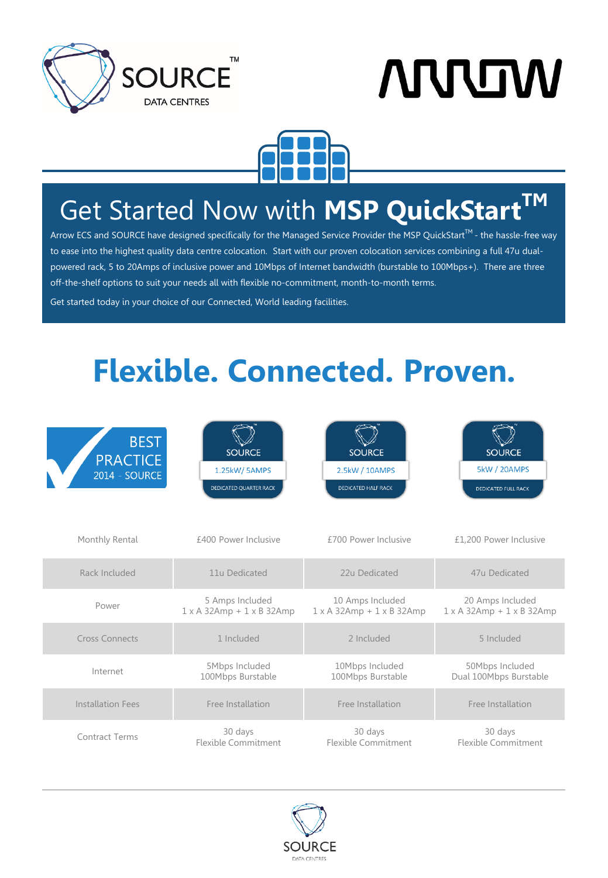# Get Started Now with **MSP QuickStart™**

Arrow ECS and SOURCE have designed specifically for the Managed Service Provider the MSP QuickStart™ - the hassle-free way to ease into the highest quality data centre colocation. Start with our proven colocation services combining a full 47u dual-powered rack, 5 to 20Amps of inclusive power and 10Mbps of Internet bandwidth (burstable to 100Mbps+). There are three off-the-shelf options to suit your needs all with flexible no-commitment, month-to-month terms.

Get started today in your choice of our Connected, World leading facilities.

# Flexible. Connected. Proven.

BEST PRACTICE 2014 - SOURCE

| | SOURCE 1.25kW/ 5AMPS DEDICATED QUARTER RACK | SOURCE 2.5kW / 10AMPS DEDICATED HALF RACK | SOURCE 5kW / 20AMPS DEDICATED FULL RACK |
|---|---|---|---|
| Monthly Rental | £400 Power Inclusive | £700 Power Inclusive | £1,200 Power Inclusive |
| Rack Included | 11u Dedicated | 22u Dedicated | 47u Dedicated |
| Power | 5 Amps Included<br>1 x A 32Amp + 1 x B 32Amp | 10 Amps Included<br>1 x A 32Amp + 1 x B 32Amp | 20 Amps Included<br>1 x A 32Amp + 1 x B 32Amp |
| Cross Connects | 1 Included | 2 Included | 5 Included |
| Internet | 5Mbps Included<br>100Mbps Burstable | 10Mbps Included<br>100Mbps Burstable | 50Mbps Included<br>Dual 100Mbps Burstable |
| Installation Fees | Free Installation | Free Installation | Free Installation |
| Contract Terms | 30 days<br>Flexible Commitment | 30 days<br>Flexible Commitment | 30 days<br>Flexible Commitment |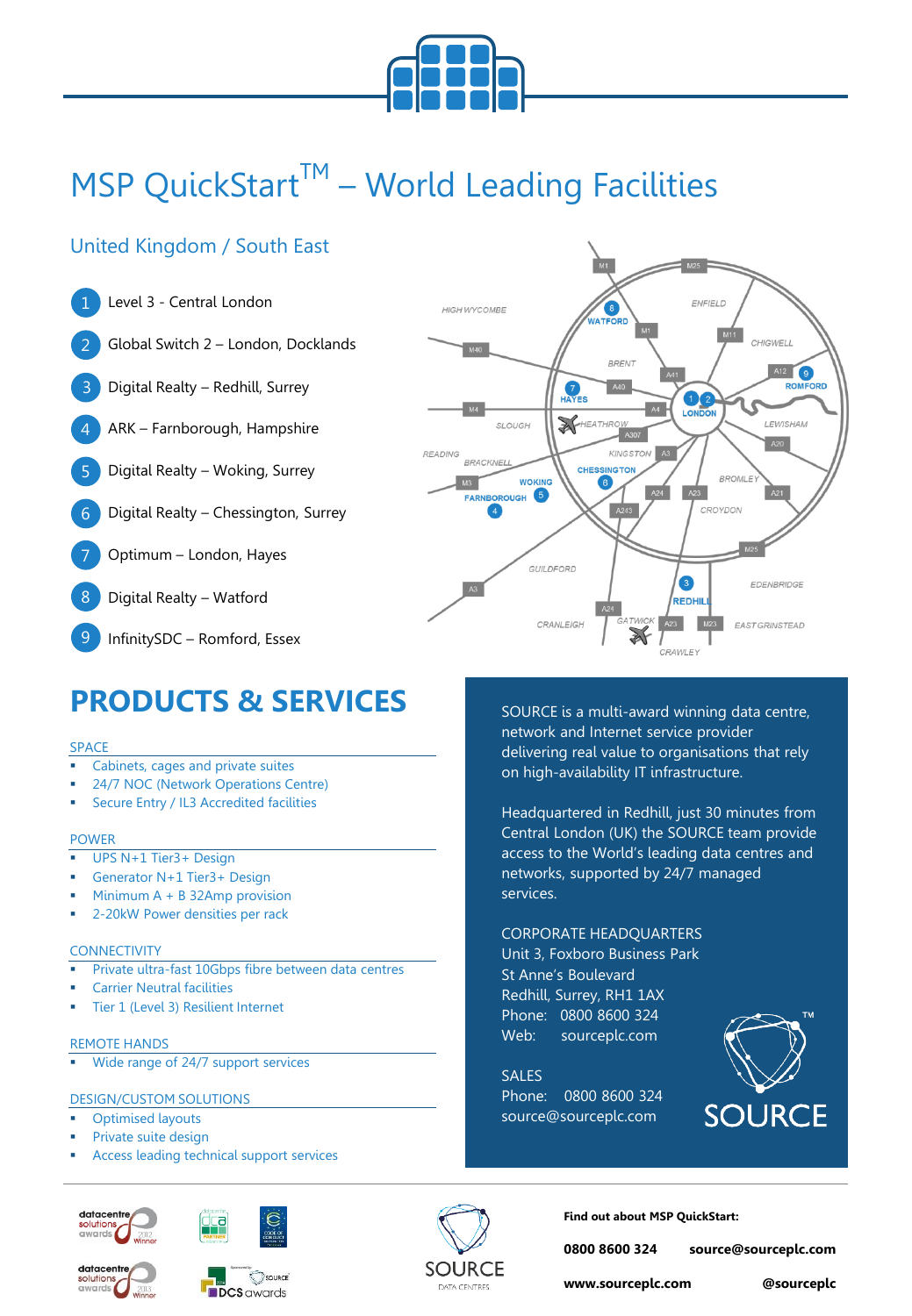# MSP QuickStart™ – World Leading Facilities

## United Kingdom / South East

1. Level 3 - Central London
2. Global Switch 2 – London, Docklands
3. Digital Realty – Redhill, Surrey
4. ARK – Farnborough, Hampshire
5. Digital Realty – Woking, Surrey
6. Digital Realty – Chessington, Surrey
7. Optimum – London, Hayes
8. Digital Realty – Watford
9. InfinitySDC – Romford, Essex

M1
M25
HIGH WYCOMBE
WATFORD
ENFIELD
M1
M11
CHIGWELL
M40
BRENT
A41
A12
ROMFORD
HAYES
A40
LONDON
M4
A4
SLOUGH
HEATHROW
A307
LEWISHAM
READING
KINGSTON
A3
A20
BRACKNELL
CHESSINGTON
BROMLEY
M3
WOKING
FARNBOROUGH
A24
A23
A21
A243
CROYDON
M25
GUILDFORD
EDENBRIDGE
A3
REDHILL
A24
CRANLEIGH
GATWICK
A23
M23
EAST GRINSTEAD
CRAWLEY

# PRODUCTS & SERVICES

SPACE

- Cabinets, cages and private suites
- 24/7 NOC (Network Operations Centre)
- Secure Entry / IL3 Accredited facilities

POWER

- UPS N+1 Tier3+ Design
- Generator N+1 Tier3+ Design
- Minimum A + B 32Amp provision
- 2-20kW Power densities per rack

CONNECTIVITY

- Private ultra-fast 10Gbps fibre between data centres
- Carrier Neutral facilities
- Tier 1 (Level 3) Resilient Internet

REMOTE HANDS

- Wide range of 24/7 support services

DESIGN/CUSTOM SOLUTIONS

- Optimised layouts
- Private suite design
- Access leading technical support services

SOURCE is a multi-award winning data centre, network and Internet service provider delivering real value to organisations that rely on high-availability IT infrastructure.

Headquartered in Redhill, just 30 minutes from Central London (UK) the SOURCE team provide access to the World's leading data centres and networks, supported by 24/7 managed services.

CORPORATE HEADQUARTERS
Unit 3, Foxboro Business Park
St Anne's Boulevard
Redhill, Surrey, RH1 1AX
Phone: 0800 8600 324
Web: sourceplc.com

SALES
Phone: 0800 8600 324
source@sourceplc.com

SOURCE™

datacentre solutions awards 2012 Winner

datacentre solutions awards 2013 Winner

DCS awards

SOURCE DATA CENTRES

**Find out about MSP QuickStart:**

**0800 8600 324** **source@sourceplc.com**

**www.sourceplc.com** **@sourceplc**